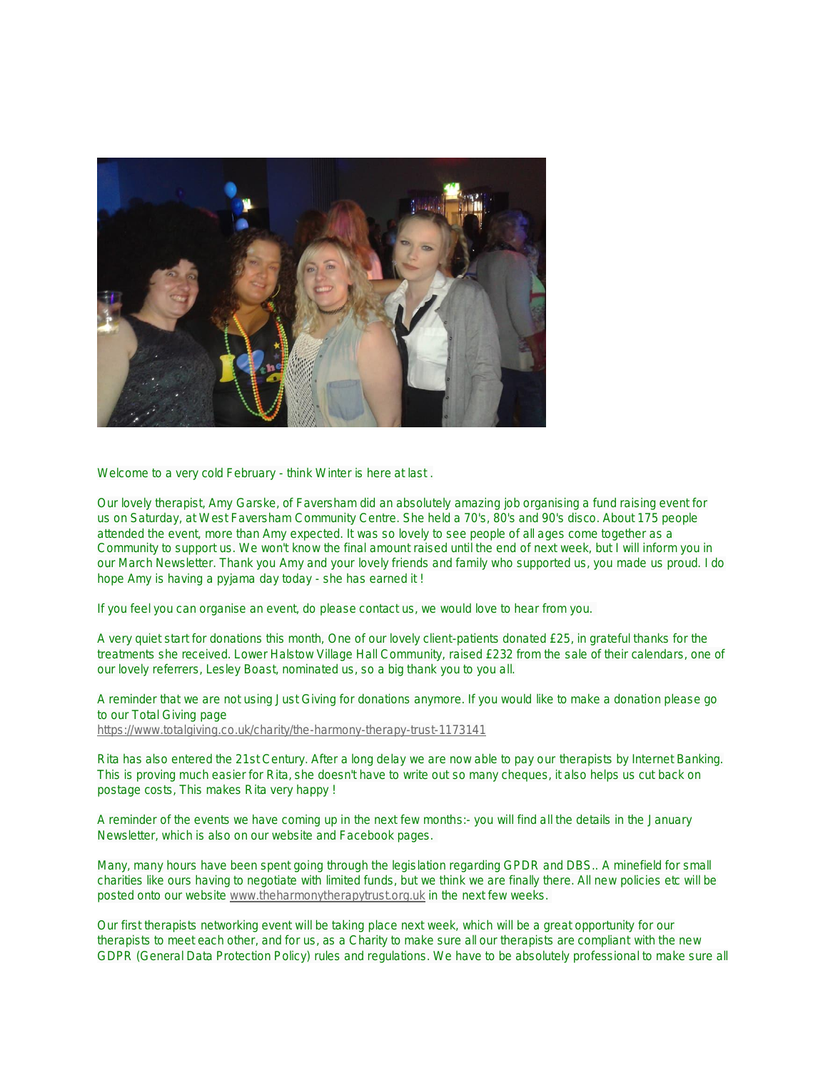Welcome to a very cold February - think Winter is here at last .

Our lovely therapist, Amy Garske, of Faversham did an absolutely amazing job organising a fund raising event for us on Saturday, at West Faversham Community Centre. She held a 70's, 80's and 90's disco. About 175 people attended the event, more than Amy expected. It was so lovely to see people of all ages come together as a Community to support us. We won't know the final amount raised until the end of next week, but I will inform you in our March Newsletter. Thank you Amy and your lovely friends and family who supported us, you made us proud. I do hope Amy is having a pyjama day today - she has earned it !

If you feel you can organise an event, do please contact us, we would love to hear from you.

A very quiet start for donations this month, One of our lovely client-patients donated £25, in grateful thanks for the treatments she received. Lower Halstow Village Hall Community, raised £232 from the sale of their calendars, one of our lovely referrers, Lesley Boast, nominated us, so a big thank you to you all.

A reminder that we are not using Just Giving for donations anymore. If you would like to make a donation please go to our Total Giving page
https://www.totalgiving.co.uk/charity/the-harmony-therapy-trust-1173141

Rita has also entered the 21st Century. After a long delay we are now able to pay our therapists by Internet Banking. This is proving much easier for Rita, she doesn't have to write out so many cheques, it also helps us cut back on postage costs, This makes Rita very happy !

A reminder of the events we have coming up in the next few months:- you will find all the details in the January Newsletter, which is also on our website and Facebook pages.

Many, many hours have been spent going through the legislation regarding GPDR and DBS.. A minefield for small charities like ours having to negotiate with limited funds, but we think we are finally there. All new policies etc will be posted onto our website www.theharmonytherapytrust.org.uk in the next few weeks.

Our first therapists networking event will be taking place next week, which will be a great opportunity for our therapists to meet each other, and for us, as a Charity to make sure all our therapists are compliant with the new GDPR (General Data Protection Policy) rules and regulations. We have to be absolutely professional to make sure all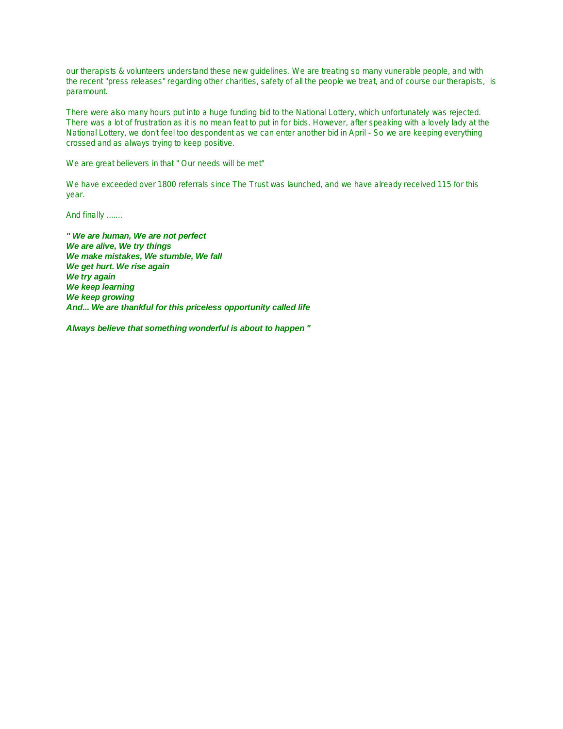our therapists & volunteers understand these new guidelines. We are treating so many vunerable people, and with the recent "press releases" regarding other charities, safety of all the people we treat, and of course our therapists, is paramount.

There were also many hours put into a huge funding bid to the National Lottery, which unfortunately was rejected. There was a lot of frustration as it is no mean feat to put in for bids. However, after speaking with a lovely lady at the National Lottery, we don't feel too despondent as we can enter another bid in April - So we are keeping everything crossed and as always trying to keep positive.

We are great believers in that " Our needs will be met"

We have exceeded over 1800 referrals since The Trust was launched, and we have already received 115 for this year.

And finally .......

***" We are human, We are not perfect***
***We are alive, We try things***
***We make mistakes, We stumble, We fall***
***We get hurt. We rise again***
***We try again***
***We keep learning***
***We keep growing***
***And... We are thankful for this priceless opportunity called life***

***Always believe that something wonderful is about to happen "***